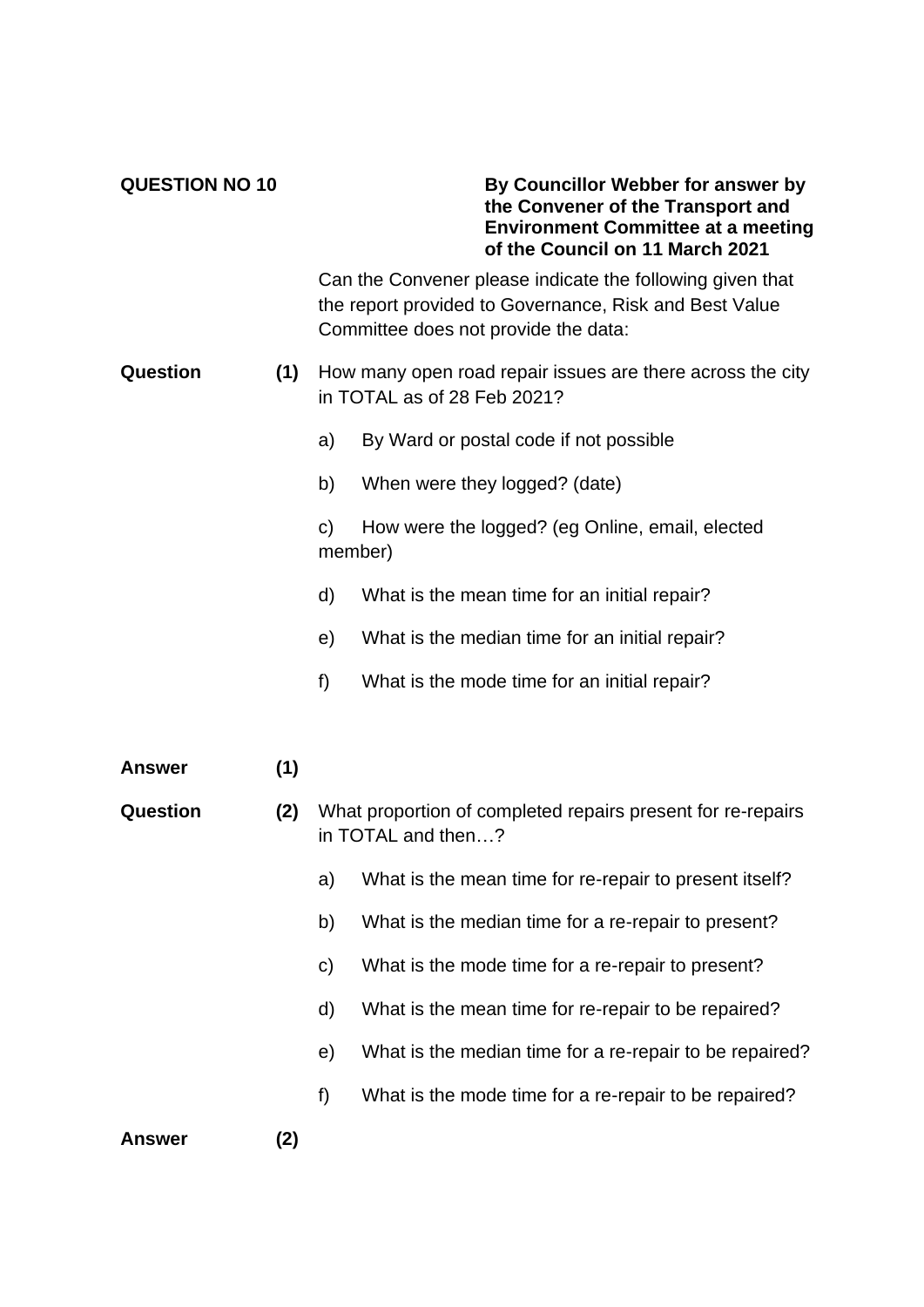**QUESTION NO 10**

**By Councillor Webber for answer by the Convener of the Transport and Environment Committee at a meeting of the Council on 11 March 2021**

Can the Convener please indicate the following given that the report provided to Governance, Risk and Best Value Committee does not provide the data:

**Question (1)** How many open road repair issues are there across the city in TOTAL as of 28 Feb 2021?

a) By Ward or postal code if not possible

b) When were they logged? (date)

c) How were the logged? (eg Online, email, elected member)

d) What is the mean time for an initial repair?

e) What is the median time for an initial repair?

f) What is the mode time for an initial repair?

**Answer (1)**

**Question (2)** What proportion of completed repairs present for re-repairs in TOTAL and then…?

a) What is the mean time for re-repair to present itself?

b) What is the median time for a re-repair to present?

c) What is the mode time for a re-repair to present?

d) What is the mean time for re-repair to be repaired?

e) What is the median time for a re-repair to be repaired?

f) What is the mode time for a re-repair to be repaired?

**Answer (2)**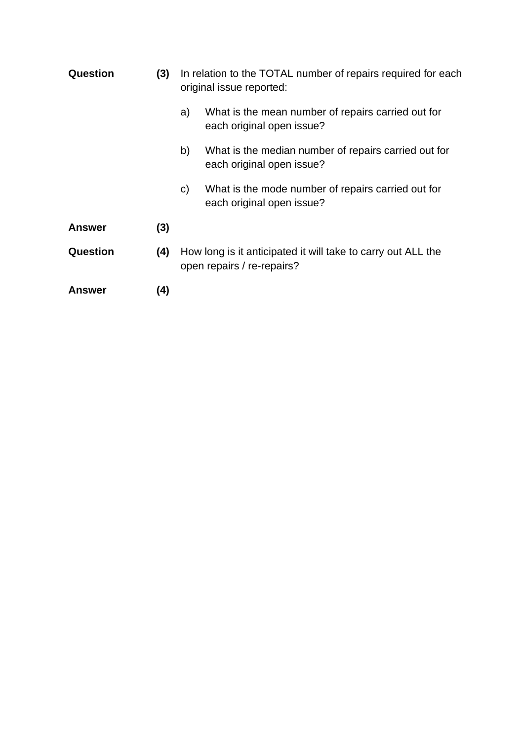**Question** **(3)** In relation to the TOTAL number of repairs required for each original issue reported:

a) What is the mean number of repairs carried out for each original open issue?

b) What is the median number of repairs carried out for each original open issue?

c) What is the mode number of repairs carried out for each original open issue?

**Answer** **(3)**

**Question** **(4)** How long is it anticipated it will take to carry out ALL the open repairs / re-repairs?

**Answer** **(4)**